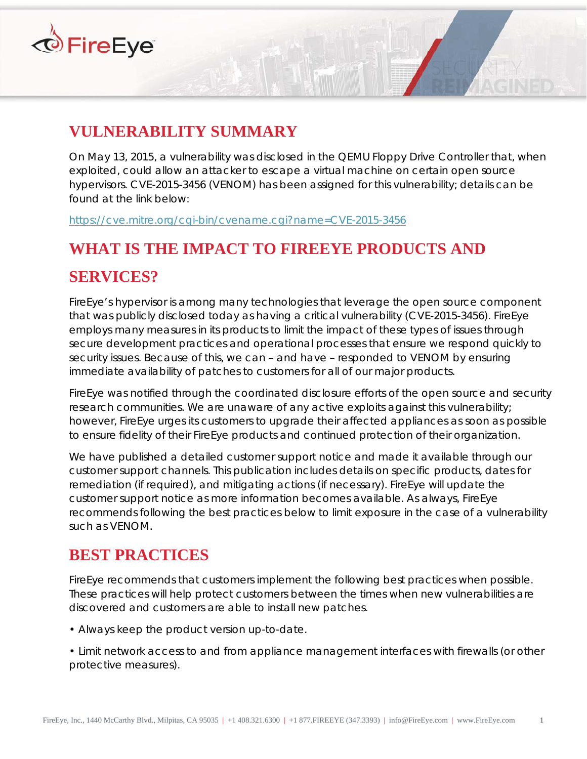## VULNERABILITY SUMMARY

On May 13, 2015, a vulnerability was disclosed in the QEMU Floppy Drive Controller that, when exploited, could allow an attacker to escape a virtual machine on certain open source hypervisors. CVE-2015-3456 (VENOM) has been assigned for this vulnerability; details can be found at the link below:

https://cve.mitre.org/cgi-bin/cvename.cgi?name=CVE-2015-3456

## WHAT IS THE IMPACT TO FIREEYE PRODUCTS AND SERVICES?

FireEye's hypervisor is among many technologies that leverage the open source component that was publicly disclosed today as having a critical vulnerability (CVE-2015-3456). FireEye employs many measures in its products to limit the impact of these types of issues through secure development practices and operational processes that ensure we respond quickly to security issues. Because of this, we can – and have – responded to VENOM by ensuring immediate availability of patches to customers for all of our major products.

FireEye was notified through the coordinated disclosure efforts of the open source and security research communities. We are unaware of any active exploits against this vulnerability; however, FireEye urges its customers to upgrade their affected appliances as soon as possible to ensure fidelity of their FireEye products and continued protection of their organization.

We have published a detailed customer support notice and made it available through our customer support channels. This publication includes details on specific products, dates for remediation (if required), and mitigating actions (if necessary). FireEye will update the customer support notice as more information becomes available. As always, FireEye recommends following the best practices below to limit exposure in the case of a vulnerability such as VENOM.

## BEST PRACTICES

FireEye recommends that customers implement the following best practices when possible. These practices will help protect customers between the times when new vulnerabilities are discovered and customers are able to install new patches.

- Always keep the product version up-to-date.

- Limit network access to and from appliance management interfaces with firewalls (or other protective measures).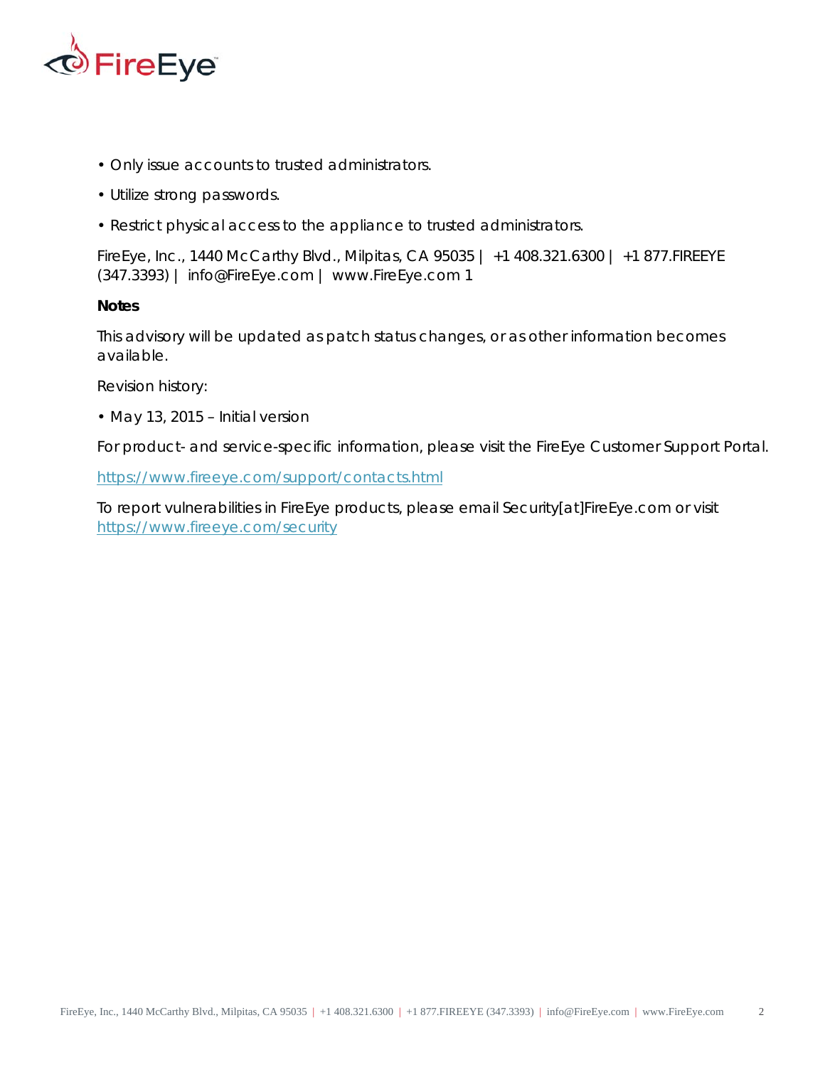- Only issue accounts to trusted administrators.
- Utilize strong passwords.
- Restrict physical access to the appliance to trusted administrators.

FireEye, Inc., 1440 McCarthy Blvd., Milpitas, CA 95035 | +1 408.321.6300 | +1 877.FIREEYE (347.3393) | info@FireEye.com | www.FireEye.com 1

**Notes**

This advisory will be updated as patch status changes, or as other information becomes available.

Revision history:

- May 13, 2015 – Initial version

For product- and service-specific information, please visit the FireEye Customer Support Portal.

https://www.fireeye.com/support/contacts.html

To report vulnerabilities in FireEye products, please email Security[at]FireEye.com or visit https://www.fireeye.com/security